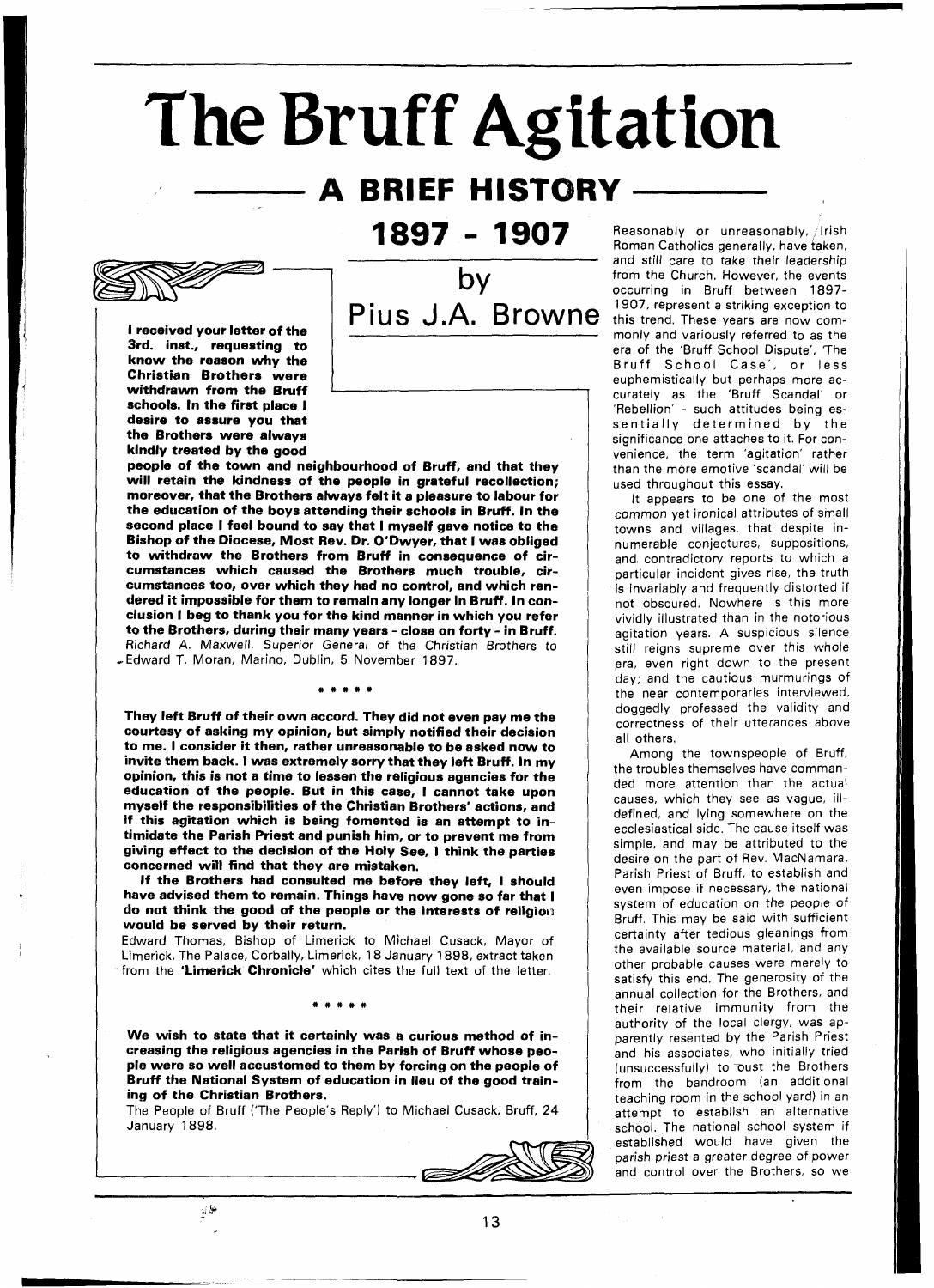# The Bruff Agitation

## A BRIEF HISTORY

## 1897 - 1907

### by Pius J.A. Browne

**I received your letter of the 3rd. inst., requesting to know the reason why the Christian Brothers were withdrawn from the Bruff schools. In the first place I desire to assure you that the Brothers were always kindly treated by the good people of the town and neighbourhood of Bruff, and that they will retain the kindness of the people in grateful recollection; moreover, that the Brothers always felt it a pleasure to labour for the education of the boys attending their schools in Bruff. In the second place I feel bound to say that I myself gave notice to the Bishop of the Diocese, Most Rev. Dr. O'Dwyer, that I was obliged to withdraw the Brothers from Bruff in consequence of circumstances which caused the Brothers much trouble, circumstances too, over which they had no control, and which rendered it impossible for them to remain any longer in Bruff. In conclusion I beg to thank you for the kind manner in which you refer to the Brothers, during their many years - close on forty - in Bruff.**

Richard A. Maxwell, Superior General of the Christian Brothers to Edward T. Moran, Marino, Dublin, 5 November 1897.

\* \* \* \* \*

**They left Bruff of their own accord. They did not even pay me the courtesy of asking my opinion, but simply notified their decision to me. I consider it then, rather unreasonable to be asked now to invite them back. I was extremely sorry that they left Bruff. In my opinion, this is not a time to lessen the religious agencies for the education of the people. But in this case, I cannot take upon myself the responsibilities of the Christian Brothers' actions, and if this agitation which is being fomented is an attempt to intimidate the Parish Priest and punish him, or to prevent me from giving effect to the decision of the Holy See, I think the parties concerned will find that they are mistaken.**

**If the Brothers had consulted me before they left, I should have advised them to remain. Things have now gone so far that I do not think the good of the people or the interests of religion would be served by their return.**

Edward Thomas, Bishop of Limerick to Michael Cusack, Mayor of Limerick, The Palace, Corbally, Limerick, 18 January 1898, extract taken from the **'Limerick Chronicle'** which cites the full text of the letter.

\* \* \* \* \*

**We wish to state that it certainly was a curious method of increasing the religious agencies in the Parish of Bruff whose people were so well accustomed to them by forcing on the people of Bruff the National System of education in lieu of the good training of the Christian Brothers.**

The People of Bruff ('The People's Reply') to Michael Cusack, Bruff, 24 January 1898.

Reasonably or unreasonably, Irish Roman Catholics generally, have taken, and still care to take their leadership from the Church. However, the events occurring in Bruff between 1897-1907, represent a striking exception to this trend. These years are now commonly and variously referred to as the era of the 'Bruff School Dispute', 'The Bruff School Case', or less euphemistically but perhaps more accurately as the 'Bruff Scandal' or 'Rebellion' - such attitudes being essentially determined by the significance one attaches to it. For convenience, the term 'agitation' rather than the more emotive 'scandal' will be used throughout this essay.

It appears to be one of the most common yet ironical attributes of small towns and villages, that despite innumerable conjectures, suppositions, and contradictory reports to which a particular incident gives rise, the truth is invariably and frequently distorted if not obscured. Nowhere is this more vividly illustrated than in the notorious agitation years. A suspicious silence still reigns supreme over this whole era, even right down to the present day; and the cautious murmurings of the near contemporaries interviewed, doggedly professed the validity and correctness of their utterances above all others.

Among the townspeople of Bruff, the troubles themselves have commanded more attention than the actual causes, which they see as vague, ill-defined, and lying somewhere on the ecclesiastical side. The cause itself was simple, and may be attributed to the desire on the part of Rev. MacNamara, Parish Priest of Bruff, to establish and even impose if necessary, the national system of education on the people of Bruff. This may be said with sufficient certainty after tedious gleanings from the available source material, and any other probable causes were merely to satisfy this end. The generosity of the annual collection for the Brothers, and their relative immunity from the authority of the local clergy, was apparently resented by the Parish Priest and his associates, who initially tried (unsuccessfully) to oust the Brothers from the bandroom (an additional teaching room in the school yard) in an attempt to establish an alternative school. The national school system if established would have given the parish priest a greater degree of power and control over the Brothers, so we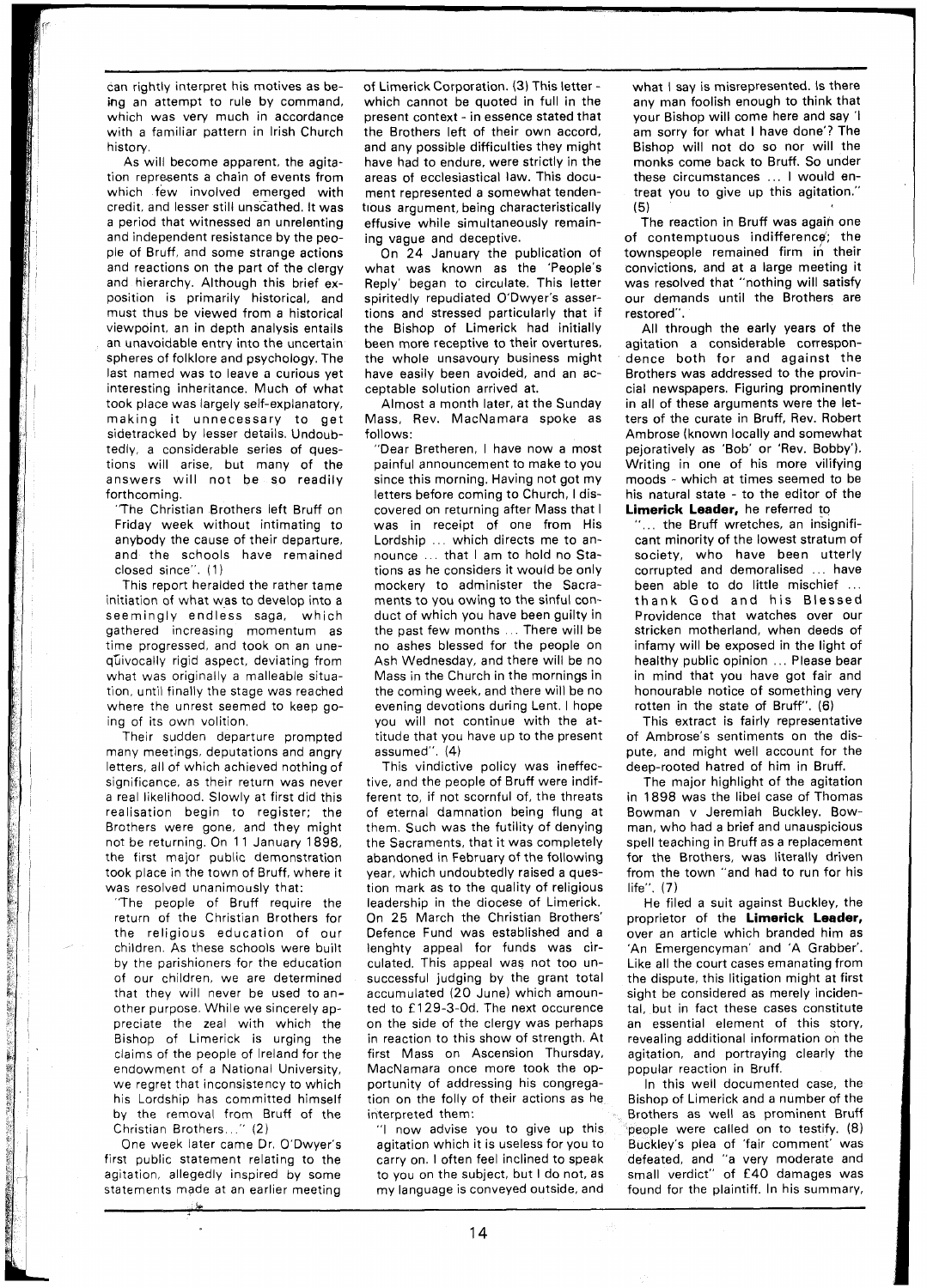can rightly interpret his motives as being an attempt to rule by command, which was very much in accordance with a familiar pattern in Irish Church history.

As will become apparent, the agitation represents a chain of events from which few involved emerged with credit, and lesser still unscathed. It was a period that witnessed an unrelenting and independent resistance by the people of Bruff, and some strange actions and reactions on the part of the clergy and hierarchy. Although this brief exposition is primarily historical, and must thus be viewed from a historical viewpoint, an in depth analysis entails an unavoidable entry into the uncertain spheres of folklore and psychology. The last named was to leave a curious yet interesting inheritance. Much of what took place was largely self-explanatory, making it unnecessary to get sidetracked by lesser details. Undoubtedly, a considerable series of questions will arise, but many of the answers will not be so readily forthcoming.

"The Christian Brothers left Bruff on Friday week without intimating to anybody the cause of their departure, and the schools have remained closed since". (1)

This report heralded the rather tame initiation of what was to develop into a seemingly endless saga, which gathered increasing momentum as time progressed, and took on an unequivocally rigid aspect, deviating from what was originally a malleable situation, until finally the stage was reached where the unrest seemed to keep going of its own volition.

Their sudden departure prompted many meetings, deputations and angry letters, all of which achieved nothing of significance, as their return was never a real likelihood. Slowly at first did this realisation begin to register; the Brothers were gone, and they might not be returning. On 11 January 1898, the first major public demonstration took place in the town of Bruff, where it was resolved unanimously that:

"The people of Bruff require the return of the Christian Brothers for the religious education of our children. As these schools were built by the parishioners for the education of our children, we are determined that they will never be used to another purpose. While we sincerely appreciate the zeal with which the Bishop of Limerick is urging the claims of the people of Ireland for the endowment of a National University, we regret that inconsistency to which his Lordship has committed himself by the removal from Bruff of the Christian Brothers..." (2)

One week later came Dr. O'Dwyer's first public statement relating to the agitation, allegedly inspired by some statements made at an earlier meeting of Limerick Corporation. (3) This letter - which cannot be quoted in full in the present context - in essence stated that the Brothers left of their own accord, and any possible difficulties they might have had to endure, were strictly in the areas of ecclesiastical law. This document represented a somewhat tendentious argument, being characteristically effusive while simultaneously remaining vague and deceptive.

On 24 January the publication of what was known as the 'People's Reply' began to circulate. This letter spiritedly repudiated O'Dwyer's assertions and stressed particularly that if the Bishop of Limerick had initially been more receptive to their overtures, the whole unsavoury business might have easily been avoided, and an acceptable solution arrived at.

Almost a month later, at the Sunday Mass, Rev. MacNamara spoke as follows:

"Dear Bretheren, I have now a most painful announcement to make to you since this morning. Having not got my letters before coming to Church, I discovered on returning after Mass that I was in receipt of one from His Lordship ... which directs me to announce ... that I am to hold no Stations as he considers it would be only mockery to administer the Sacraments to you owing to the sinful conduct of which you have been guilty in the past few months ... There will be no ashes blessed for the people on Ash Wednesday, and there will be no Mass in the Church in the mornings in the coming week, and there will be no evening devotions during Lent. I hope you will not continue with the attitude that you have up to the present assumed". (4)

This vindictive policy was ineffective, and the people of Bruff were indifferent to, if not scornful of, the threats of eternal damnation being flung at them. Such was the futility of denying the Sacraments, that it was completely abandoned in February of the following year, which undoubtedly raised a question mark as to the quality of religious leadership in the diocese of Limerick. On 25 March the Christian Brothers' Defence Fund was established and a lenghty appeal for funds was circulated. This appeal was not too unsuccessful judging by the grant total accumulated (20 June) which amounted to £129-3-0d. The next occurence on the side of the clergy was perhaps in reaction to this show of strength. At first Mass on Ascension Thursday, MacNamara once more took the opportunity of addressing his congregation on the folly of their actions as he interpreted them:

"I now advise you to give up this agitation which it is useless for you to carry on. I often feel inclined to speak to you on the subject, but I do not, as my language is conveyed outside, and what I say is misrepresented. Is there any man foolish enough to think that your Bishop will come here and say 'I am sorry for what I have done'? The Bishop will not do so nor will the monks come back to Bruff. So under these circumstances ... I would entreat you to give up this agitation." (5)

The reaction in Bruff was again one of contemptuous indifference; the townspeople remained firm in their convictions, and at a large meeting it was resolved that "nothing will satisfy our demands until the Brothers are restored".

All through the early years of the agitation a considerable correspondence both for and against the Brothers was addressed to the provincial newspapers. Figuring prominently in all of these arguments were the letters of the curate in Bruff, Rev. Robert Ambrose (known locally and somewhat pejoratively as 'Bob' or 'Rev. Bobby'). Writing in one of his more vilifying moods - which at times seemed to be his natural state - to the editor of the **Limerick Leader,** he referred to

"... the Bruff wretches, an insignificant minority of the lowest stratum of society, who have been utterly corrupted and demoralised ... have been able to do little mischief ... thank God and his Blessed Providence that watches over our stricken motherland, when deeds of infamy will be exposed in the light of healthy public opinion ... Please bear in mind that you have got fair and honourable notice of something very rotten in the state of Bruff". (6)

This extract is fairly representative of Ambrose's sentiments on the dispute, and might well account for the deep-rooted hatred of him in Bruff.

The major highlight of the agitation in 1898 was the libel case of Thomas Bowman v Jeremiah Buckley. Bowman, who had a brief and unauspicious spell teaching in Bruff as a replacement for the Brothers, was literally driven from the town "and had to run for his life". (7)

He filed a suit against Buckley, the proprietor of the **Limerick Leader,** over an article which branded him as 'An Emergencyman' and 'A Grabber'. Like all the court cases emanating from the dispute, this litigation might at first sight be considered as merely incidental, but in fact these cases constitute an essential element of this story, revealing additional information on the agitation, and portraying clearly the popular reaction in Bruff.

In this well documented case, the Bishop of Limerick and a number of the Brothers as well as prominent Bruff people were called on to testify. (8) Buckley's plea of 'fair comment' was defeated, and "a very moderate and small verdict" of £40 damages was found for the plaintiff. In his summary,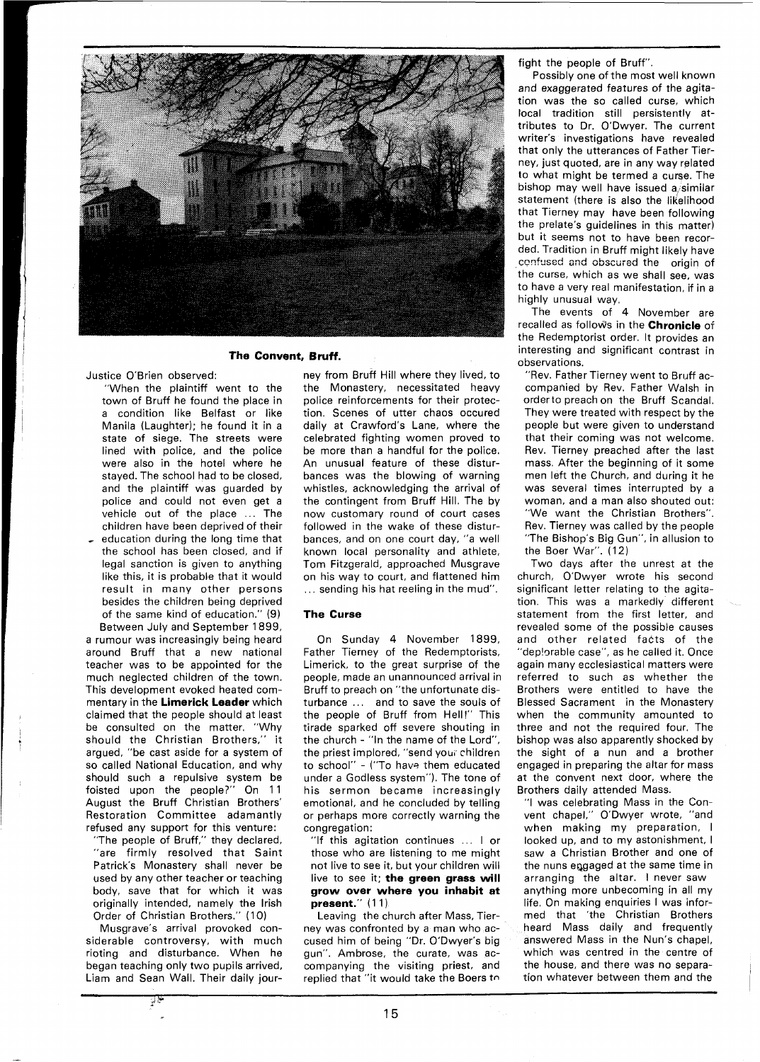**The Convent, Bruff.**

Justice O'Brien observed:

"When the plaintiff went to the town of Bruff he found the place in a condition like Belfast or like Manila (Laughter); he found it in a state of siege. The streets were lined with police, and the police were also in the hotel where he stayed. The school had to be closed, and the plaintiff was guarded by police and could not even get a vehicle out of the place ... The children have been deprived of their education during the long time that the school has been closed, and if legal sanction is given to anything like this, it is probable that it would result in many other persons besides the children being deprived of the same kind of education." (9)

Between July and September 1899, a rumour was increasingly being heard around Bruff that a new national teacher was to be appointed for the much neglected children of the town. This development evoked heated commentary in the **Limerick Leader** which claimed that the people should at least be consulted on the matter. "Why should the Christian Brothers," it argued, "be cast aside for a system of so called National Education, and why should such a repulsive system be foisted upon the people?" On 11 August the Bruff Christian Brothers' Restoration Committee adamantly refused any support for this venture:

"The people of Bruff," they declared, "are firmly resolved that Saint Patrick's Monastery shall never be used by any other teacher or teaching body, save that for which it was originally intended, namely the Irish Order of Christian Brothers." (10)

Musgrave's arrival provoked considerable controversy, with much rioting and disturbance. When he began teaching only two pupils arrived, Liam and Sean Wall. Their daily journey from Bruff Hill where they lived, to the Monastery, necessitated heavy police reinforcements for their protection. Scenes of utter chaos occured daily at Crawford's Lane, where the celebrated fighting women proved to be more than a handful for the police. An unusual feature of these disturbances was the blowing of warning whistles, acknowledging the arrival of the contingent from Bruff Hill. The by now customary round of court cases followed in the wake of these disturbances, and on one court day, "a well known local personality and athlete, Tom Fitzgerald, approached Musgrave on his way to court, and flattened him ... sending his hat reeling in the mud".

### The Curse

On Sunday 4 November 1899, Father Tierney of the Redemptorists, Limerick, to the great surprise of the people, made an unannounced arrival in Bruff to preach on "the unfortunate disturbance ... and to save the souls of the people of Bruff from Hell!" This tirade sparked off severe shouting in the church - "In the name of the Lord", the priest implored, "send your children to school" - ("To have them educated under a Godless system"). The tone of his sermon became increasingly emotional, and he concluded by telling or perhaps more correctly warning the congregation:

"If this agitation continues ... I or those who are listening to me might not live to see it, but your children will live to see it; **the green grass will grow over where you inhabit at present.**" (11)

Leaving the church after Mass, Tierney was confronted by a man who accused him of being "Dr. O'Dwyer's big gun". Ambrose, the curate, was accompanying the visiting priest, and replied that "it would take the Boers to fight the people of Bruff".

Possibly one of the most well known and exaggerated features of the agitation was the so called curse, which local tradition still persistently attributes to Dr. O'Dwyer. The current writer's investigations have revealed that only the utterances of Father Tierney, just quoted, are in any way related to what might be termed a curse. The bishop may well have issued a similar statement (there is also the likelihood that Tierney may have been following the prelate's guidelines in this matter) but it seems not to have been recorded. Tradition in Bruff might likely have confused and obscured the origin of the curse, which as we shall see, was to have a very real manifestation, if in a highly unusual way.

The events of 4 November are recalled as follows in the **Chronicle** of the Redemptorist order. It provides an interesting and significant contrast in observations.

"Rev. Father Tierney went to Bruff accompanied by Rev. Father Walsh in order to preach on the Bruff Scandal. They were treated with respect by the people but were given to understand that their coming was not welcome. Rev. Tierney preached after the last mass. After the beginning of it some men left the Church, and during it he was several times interrupted by a woman, and a man also shouted out: "We want the Christian Brothers". Rev. Tierney was called by the people "The Bishop's Big Gun", in allusion to the Boer War". (12)

Two days after the unrest at the church, O'Dwyer wrote his second significant letter relating to the agitation. This was a markedly different statement from the first letter, and revealed some of the possible causes and other related facts of the "deplorable case", as he called it. Once again many ecclesiastical matters were referred to such as whether the Brothers were entitled to have the Blessed Sacrament in the Monastery when the community amounted to three and not the required four. The bishop was also apparently shocked by the sight of a nun and a brother engaged in preparing the altar for mass at the convent next door, where the Brothers daily attended Mass.

"I was celebrating Mass in the Convent chapel," O'Dwyer wrote, "and when making my preparation, I looked up, and to my astonishment, I saw a Christian Brother and one of the nuns engaged at the same time in arranging the altar. I never saw anything more unbecoming in all my life. On making enquiries I was informed that 'the Christian Brothers heard Mass daily and frequently answered Mass in the Nun's chapel, which was centred in the centre of the house, and there was no separation whatever between them and the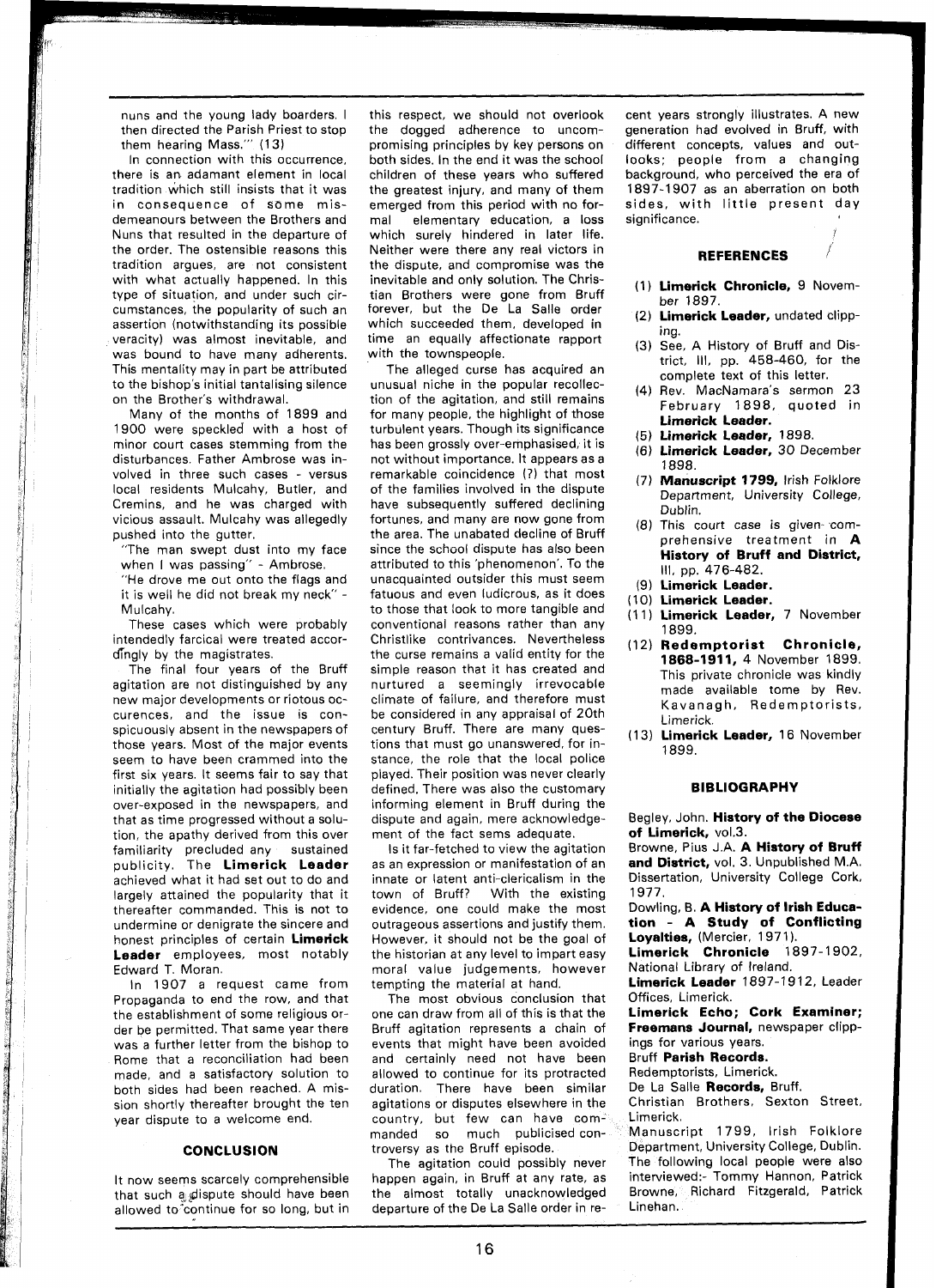nuns and the young lady boarders. I then directed the Parish Priest to stop them hearing Mass.'" (13)

In connection with this occurrence, there is an adamant element in local tradition which still insists that it was in consequence of some misdemeanours between the Brothers and Nuns that resulted in the departure of the order. The ostensible reasons this tradition argues, are not consistent with what actually happened. In this type of situation, and under such circumstances, the popularity of such an assertion (notwithstanding its possible veracity) was almost inevitable, and was bound to have many adherents. This mentality may in part be attributed to the bishop's initial tantalising silence on the Brother's withdrawal.

Many of the months of 1899 and 1900 were speckled with a host of minor court cases stemming from the disturbances. Father Ambrose was involved in three such cases - versus local residents Mulcahy, Butler, and Cremins, and he was charged with vicious assault. Mulcahy was allegedly pushed into the gutter.

"The man swept dust into my face when I was passing" - Ambrose.

"He drove me out onto the flags and it is well he did not break my neck" - Mulcahy.

These cases which were probably intendedly farcical were treated accordingly by the magistrates.

The final four years of the Bruff agitation are not distinguished by any new major developments or riotous occurences, and the issue is conspicuously absent in the newspapers of those years. Most of the major events seem to have been crammed into the first six years. It seems fair to say that initially the agitation had possibly been over-exposed in the newspapers, and that as time progressed without a solution, the apathy derived from this over familiarity precluded any sustained publicity. The **Limerick Leader** achieved what it had set out to do and largely attained the popularity that it thereafter commanded. This is not to undermine or denigrate the sincere and honest principles of certain **Limerick Leader** employees, most notably Edward T. Moran.

In 1907 a request came from Propaganda to end the row, and that the establishment of some religious order be permitted. That same year there was a further letter from the bishop to Rome that a reconciliation had been made, and a satisfactory solution to both sides had been reached. A mission shortly thereafter brought the ten year dispute to a welcome end.

## CONCLUSION

It now seems scarcely comprehensible that such a dispute should have been allowed to continue for so long, but in this respect, we should not overlook the dogged adherence to uncompromising principles by key persons on both sides. In the end it was the school children of these years who suffered the greatest injury, and many of them emerged from this period with no formal elementary education, a loss which surely hindered in later life. Neither were there any real victors in the dispute, and compromise was the inevitable and only solution. The Christian Brothers were gone from Bruff forever, but the De La Salle order which succeeded them, developed in time an equally affectionate rapport with the townspeople.

The alleged curse has acquired an unusual niche in the popular recollection of the agitation, and still remains for many people, the highlight of those turbulent years. Though its significance has been grossly over-emphasised, it is not without importance. It appears as a remarkable coincidence (?) that most of the families involved in the dispute have subsequently suffered declining fortunes, and many are now gone from the area. The unabated decline of Bruff since the school dispute has also been attributed to this 'phenomenon'. To the unacquainted outsider this must seem fatuous and even ludicrous, as it does to those that look to more tangible and conventional reasons rather than any Christlike contrivances. Nevertheless the curse remains a valid entity for the simple reason that it has created and nurtured a seemingly irrevocable climate of failure, and therefore must be considered in any appraisal of 20th century Bruff. There are many questions that must go unanswered, for instance, the role that the local police played. Their position was never clearly defined. There was also the customary informing element in Bruff during the dispute and again, mere acknowledgement of the fact sems adequate.

Is it far-fetched to view the agitation as an expression or manifestation of an innate or latent anti-clericalism in the town of Bruff? With the existing evidence, one could make the most outrageous assertions and justify them. However, it should not be the goal of the historian at any level to impart easy moral value judgements, however tempting the material at hand.

The most obvious conclusion that one can draw from all of this is that the Bruff agitation represents a chain of events that might have been avoided and certainly need not have been allowed to continue for its protracted duration. There have been similar agitations or disputes elsewhere in the country, but few can have commanded so much publicised controversy as the Bruff episode.

The agitation could possibly never happen again, in Bruff at any rate, as the almost totally unacknowledged departure of the De La Salle order in recent years strongly illustrates. A new generation had evolved in Bruff, with different concepts, values and outlooks; people from a changing background, who perceived the era of 1897-1907 as an aberration on both sides, with little present day significance.

## REFERENCES

1. **Limerick Chronicle,** 9 November 1897.
2. **Limerick Leader,** undated clipping.
3. See, A History of Bruff and District, III, pp. 458-460, for the complete text of this letter.
4. Rev. MacNamara's sermon 23 February 1898, quoted in **Limerick Leader.**
5. **Limerick Leader,** 1898.
6. **Limerick Leader,** 30 December 1898.
7. **Manuscript 1799,** Irish Folklore Department, University College, Dublin.
8. This court case is given comprehensive treatment in **A History of Bruff and District,** III, pp. 476-482.
9. **Limerick Leader.**
10. **Limerick Leader.**
11. **Limerick Leader,** 7 November 1899.
12. **Redemptorist Chronicle, 1868-1911,** 4 November 1899. This private chronicle was kindly made available tome by Rev. Kavanagh, Redemptorists, Limerick.
13. **Limerick Leader,** 16 November 1899.

## BIBLIOGRAPHY

Begley, John. **History of the Diocese of Limerick,** vol.3.

Browne, Pius J.A. **A History of Bruff and District,** vol. 3. Unpublished M.A. Dissertation, University College Cork, 1977.

Dowling, B. **A History of Irish Education - A Study of Conflicting Loyalties,** (Mercier, 1971).

**Limerick Chronicle** 1897-1902, National Library of Ireland.

**Limerick Leader** 1897-1912, Leader Offices, Limerick.

**Limerick Echo; Cork Examiner; Freemans Journal,** newspaper clippings for various years.

Bruff **Parish Records.**

Redemptorists, Limerick.

De La Salle **Records,** Bruff.

Christian Brothers, Sexton Street, Limerick.

Manuscript 1799, Irish Folklore Department, University College, Dublin.

The following local people were also interviewed:- Tommy Hannon, Patrick Browne, Richard Fitzgerald, Patrick Linehan.